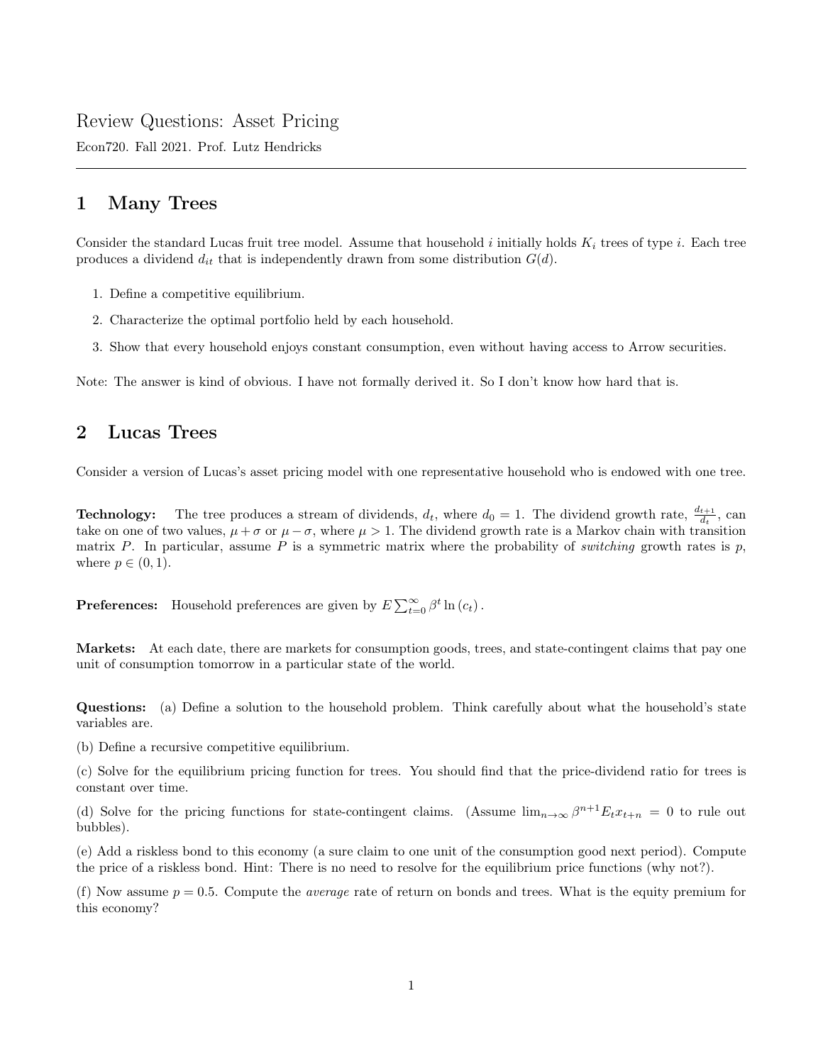# Review Questions: Asset Pricing

Econ720. Fall 2021. Prof. Lutz Hendricks

## 1 Many Trees

Consider the standard Lucas fruit tree model. Assume that household $i$ initially holds $K_i$ trees of type $i$. Each tree produces a dividend $d_{it}$ that is independently drawn from some distribution $G(d)$.

1. Define a competitive equilibrium.
2. Characterize the optimal portfolio held by each household.
3. Show that every household enjoys constant consumption, even without having access to Arrow securities.

Note: The answer is kind of obvious. I have not formally derived it. So I don't know how hard that is.

## 2 Lucas Trees

Consider a version of Lucas's asset pricing model with one representative household who is endowed with one tree.

**Technology:** The tree produces a stream of dividends, $d_t$, where $d_0 = 1$. The dividend growth rate, $\frac{d_{t+1}}{d_t}$, can take on one of two values, $\mu + \sigma$ or $\mu - \sigma$, where $\mu > 1$. The dividend growth rate is a Markov chain with transition matrix $P$. In particular, assume $P$ is a symmetric matrix where the probability of *switching* growth rates is $p$, where $p \in (0, 1)$.

**Preferences:** Household preferences are given by $E \sum_{t=0}^{\infty} \beta^t \ln(c_t)$.

**Markets:** At each date, there are markets for consumption goods, trees, and state-contingent claims that pay one unit of consumption tomorrow in a particular state of the world.

**Questions:** (a) Define a solution to the household problem. Think carefully about what the household's state variables are.

(b) Define a recursive competitive equilibrium.

(c) Solve for the equilibrium pricing function for trees. You should find that the price-dividend ratio for trees is constant over time.

(d) Solve for the pricing functions for state-contingent claims. (Assume $\lim_{n\to\infty} \beta^{n+1} E_t x_{t+n} = 0$ to rule out bubbles).

(e) Add a riskless bond to this economy (a sure claim to one unit of the consumption good next period). Compute the price of a riskless bond. Hint: There is no need to resolve for the equilibrium price functions (why not?).

(f) Now assume $p = 0.5$. Compute the *average* rate of return on bonds and trees. What is the equity premium for this economy?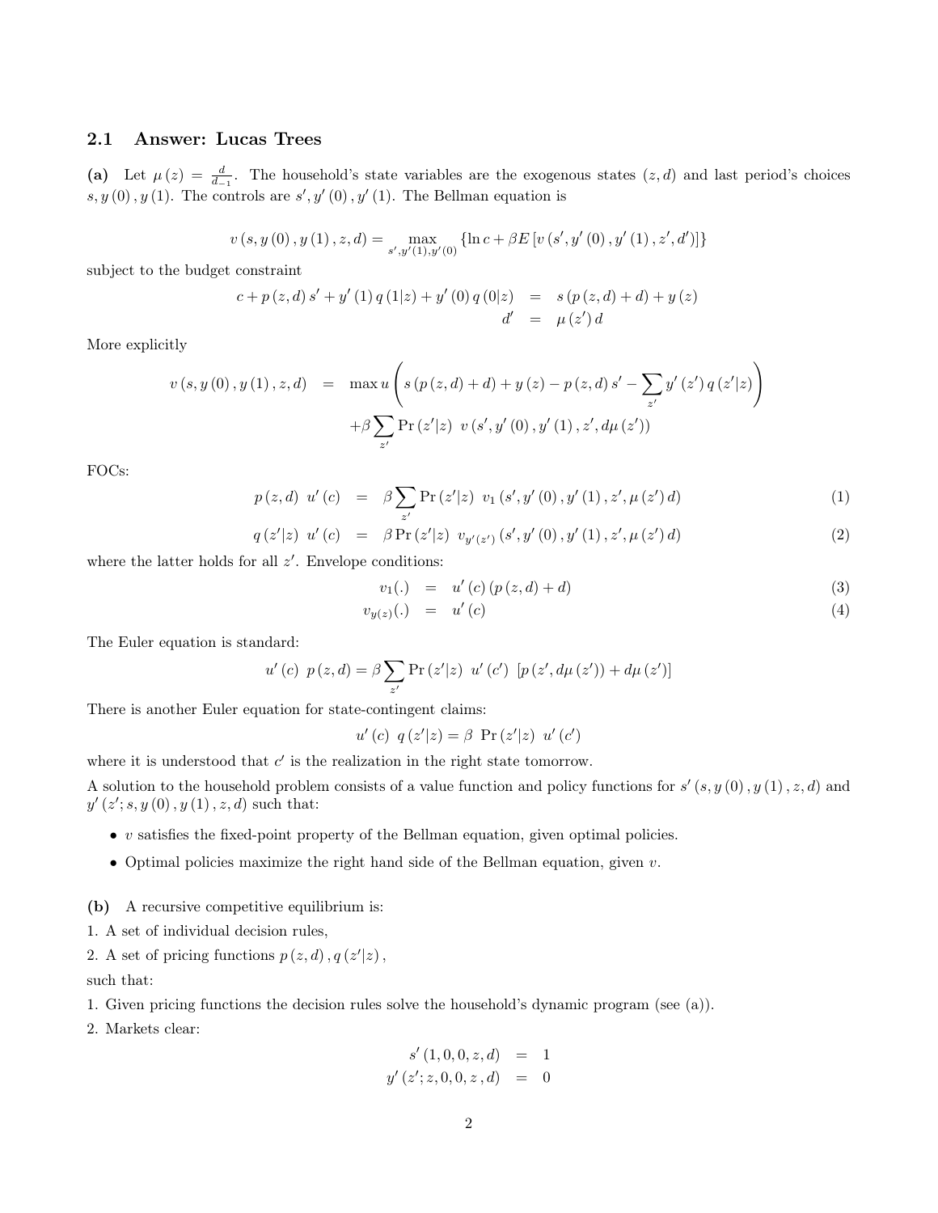## 2.1 Answer: Lucas Trees

**(a)** Let $\mu(z) = \frac{d}{d_{-1}}$. The household's state variables are the exogenous states $(z, d)$ and last period's choices $s, y(0), y(1)$. The controls are $s', y'(0), y'(1)$. The Bellman equation is

$$v(s, y(0), y(1), z, d) = \max_{s', y'(1), y'(0)} \{\ln c + \beta E[v(s', y'(0), y'(1), z', d')]\}$$

subject to the budget constraint

$$\begin{aligned}
c + p(z,d)\,s' + y'(1)\,q(1|z) + y'(0)\,q(0|z) &= s(p(z,d) + d) + y(z) \\
d' &= \mu(z')\,d
\end{aligned}$$

More explicitly

$$\begin{aligned}
v(s, y(0), y(1), z, d) &= \max u\left(s(p(z,d) + d) + y(z) - p(z,d)\,s' - \sum_{z'} y'(z')\,q(z'|z)\right) \\
&\quad + \beta \sum_{z'} \Pr(z'|z)\;\; v(s', y'(0), y'(1), z', d\mu(z'))
\end{aligned}$$

FOCs:

$$p(z,d)\;\; u'(c) = \beta \sum_{z'} \Pr(z'|z)\;\; v_1(s', y'(0), y'(1), z', \mu(z')\,d) \tag{1}$$

$$q(z'|z)\;\; u'(c) = \beta \Pr(z'|z)\;\; v_{y'(z')}(s', y'(0), y'(1), z', \mu(z')\,d) \tag{2}$$

where the latter holds for all $z'$. Envelope conditions:

$$v_1(.) = u'(c)\,(p(z,d) + d) \tag{3}$$

$$v_{y(z)}(.) = u'(c) \tag{4}$$

The Euler equation is standard:

$$u'(c)\;\; p(z,d) = \beta \sum_{z'} \Pr(z'|z)\;\; u'(c')\;\; [p(z', d\mu(z')) + d\mu(z')]$$

There is another Euler equation for state-contingent claims:

$$u'(c)\;\; q(z'|z) = \beta\;\; \Pr(z'|z)\;\; u'(c')$$

where it is understood that $c'$ is the realization in the right state tomorrow.

A solution to the household problem consists of a value function and policy functions for $s'(s, y(0), y(1), z, d)$ and $y'(z'; s, y(0), y(1), z, d)$ such that:

- $v$ satisfies the fixed-point property of the Bellman equation, given optimal policies.
- Optimal policies maximize the right hand side of the Bellman equation, given $v$.

**(b)** A recursive competitive equilibrium is:

1. A set of individual decision rules,
2. A set of pricing functions $p(z,d), q(z'|z)$,

such that:

1. Given pricing functions the decision rules solve the household's dynamic program (see (a)).
2. Markets clear:

$$\begin{aligned}
s'(1, 0, 0, z, d) &= 1 \\
y'(z'; z, 0, 0, z, d) &= 0
\end{aligned}$$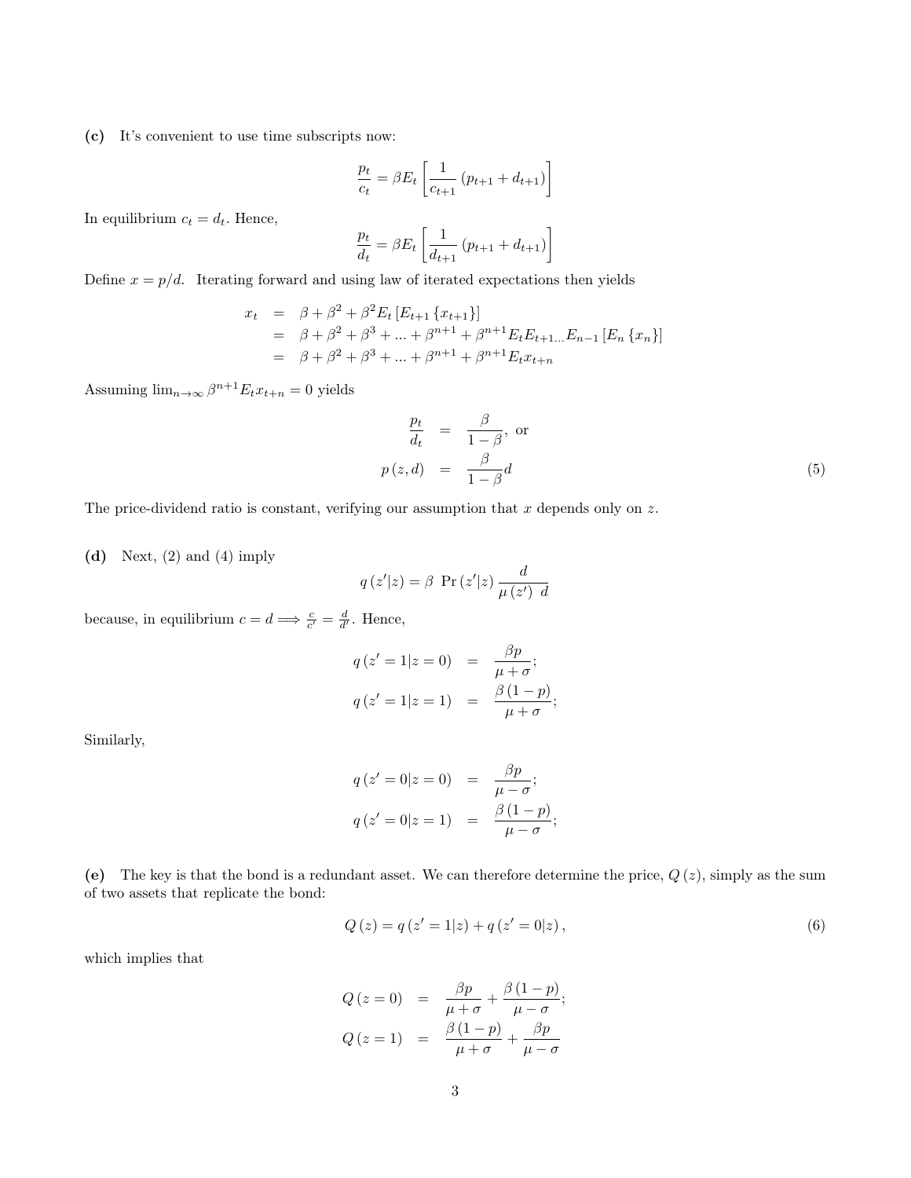**(c)** It's convenient to use time subscripts now:

$$\frac{p_t}{c_t} = \beta E_t \left[ \frac{1}{c_{t+1}} (p_{t+1} + d_{t+1}) \right]$$

In equilibrium $c_t = d_t$. Hence,

$$\frac{p_t}{d_t} = \beta E_t \left[ \frac{1}{d_{t+1}} (p_{t+1} + d_{t+1}) \right]$$

Define $x = p/d$. Iterating forward and using law of iterated expectations then yields

$$\begin{aligned}
x_t &= \beta + \beta^2 + \beta^2 E_t \left[ E_{t+1} \{x_{t+1}\} \right] \\
&= \beta + \beta^2 + \beta^3 + ... + \beta^{n+1} + \beta^{n+1} E_t E_{t+1...} E_{n-1} \left[ E_n \{x_n\} \right] \\
&= \beta + \beta^2 + \beta^3 + ... + \beta^{n+1} + \beta^{n+1} E_t x_{t+n}
\end{aligned}$$

Assuming $\lim_{n \to \infty} \beta^{n+1} E_t x_{t+n} = 0$ yields

$$\begin{aligned}
\frac{p_t}{d_t} &= \frac{\beta}{1-\beta}, \text{ or} \\
p(z,d) &= \frac{\beta}{1-\beta} d
\end{aligned} \tag{5}$$

The price-dividend ratio is constant, verifying our assumption that $x$ depends only on $z$.

**(d)** Next, (2) and (4) imply

$$q(z'|z) = \beta \ \Pr(z'|z) \frac{d}{\mu(z') \ d}$$

because, in equilibrium $c = d \Longrightarrow \frac{c}{c'} = \frac{d}{d'}$. Hence,

$$\begin{aligned}
q(z' = 1 | z = 0) &= \frac{\beta p}{\mu + \sigma}; \\
q(z' = 1 | z = 1) &= \frac{\beta (1-p)}{\mu + \sigma};
\end{aligned}$$

Similarly,

$$\begin{aligned}
q(z' = 0 | z = 0) &= \frac{\beta p}{\mu - \sigma}; \\
q(z' = 0 | z = 1) &= \frac{\beta (1-p)}{\mu - \sigma};
\end{aligned}$$

**(e)** The key is that the bond is a redundant asset. We can therefore determine the price, $Q(z)$, simply as the sum of two assets that replicate the bond:

$$Q(z) = q(z' = 1|z) + q(z' = 0|z), \tag{6}$$

which implies that

$$\begin{aligned}
Q(z = 0) &= \frac{\beta p}{\mu + \sigma} + \frac{\beta (1-p)}{\mu - \sigma}; \\
Q(z = 1) &= \frac{\beta (1-p)}{\mu + \sigma} + \frac{\beta p}{\mu - \sigma}
\end{aligned}$$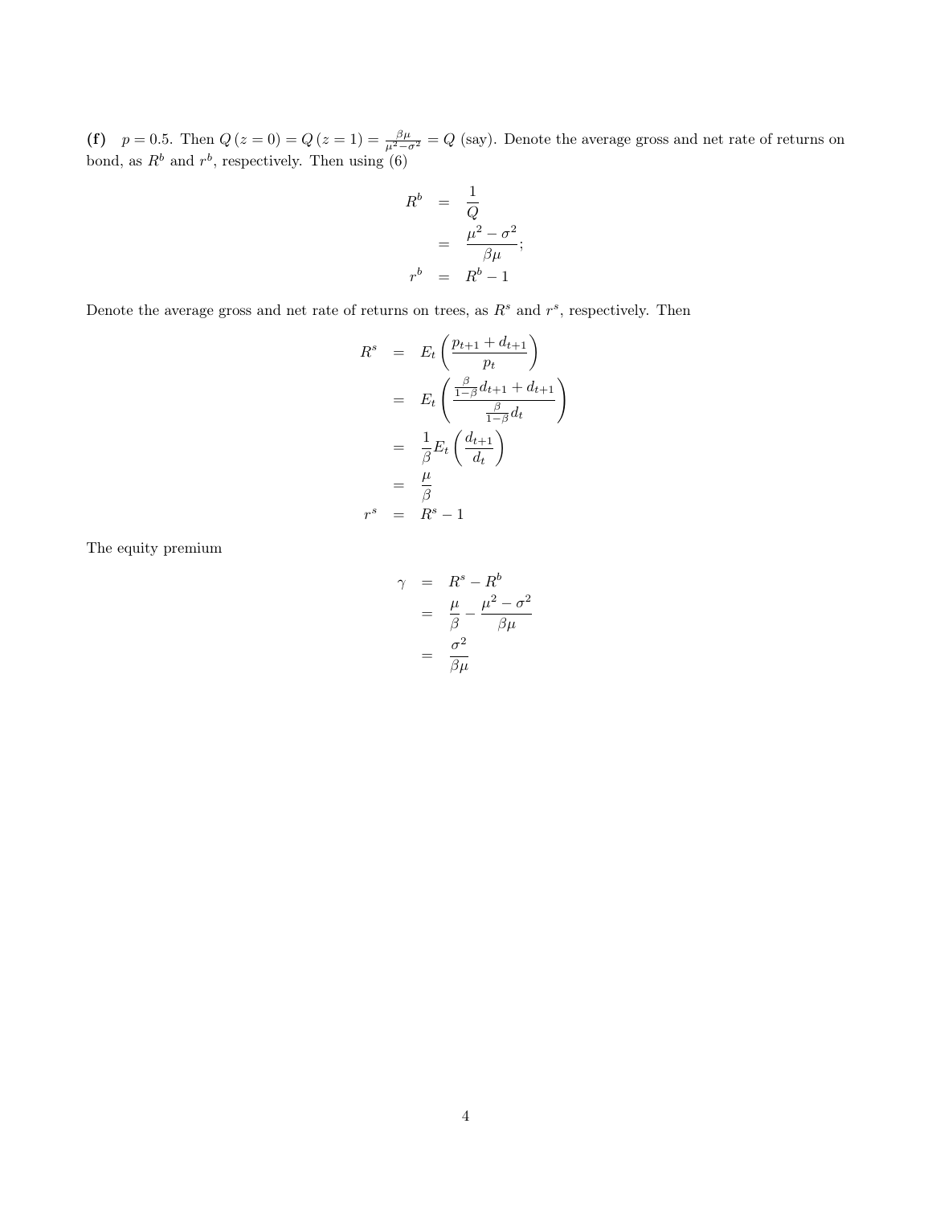**(f)** $p = 0.5$. Then $Q(z = 0) = Q(z = 1) = \frac{\beta\mu}{\mu^2 - \sigma^2} = Q$ (say). Denote the average gross and net rate of returns on bond, as $R^b$ and $r^b$, respectively. Then using (6)

$$
\begin{aligned}
R^b &= \frac{1}{Q} \\
&= \frac{\mu^2 - \sigma^2}{\beta\mu}; \\
r^b &= R^b - 1
\end{aligned}
$$

Denote the average gross and net rate of returns on trees, as $R^s$ and $r^s$, respectively. Then

$$
\begin{aligned}
R^s &= E_t\left(\frac{p_{t+1} + d_{t+1}}{p_t}\right) \\
&= E_t\left(\frac{\frac{\beta}{1-\beta}d_{t+1} + d_{t+1}}{\frac{\beta}{1-\beta}d_t}\right) \\
&= \frac{1}{\beta}E_t\left(\frac{d_{t+1}}{d_t}\right) \\
&= \frac{\mu}{\beta} \\
r^s &= R^s - 1
\end{aligned}
$$

The equity premium

$$
\begin{aligned}
\gamma &= R^s - R^b \\
&= \frac{\mu}{\beta} - \frac{\mu^2 - \sigma^2}{\beta\mu} \\
&= \frac{\sigma^2}{\beta\mu}
\end{aligned}
$$